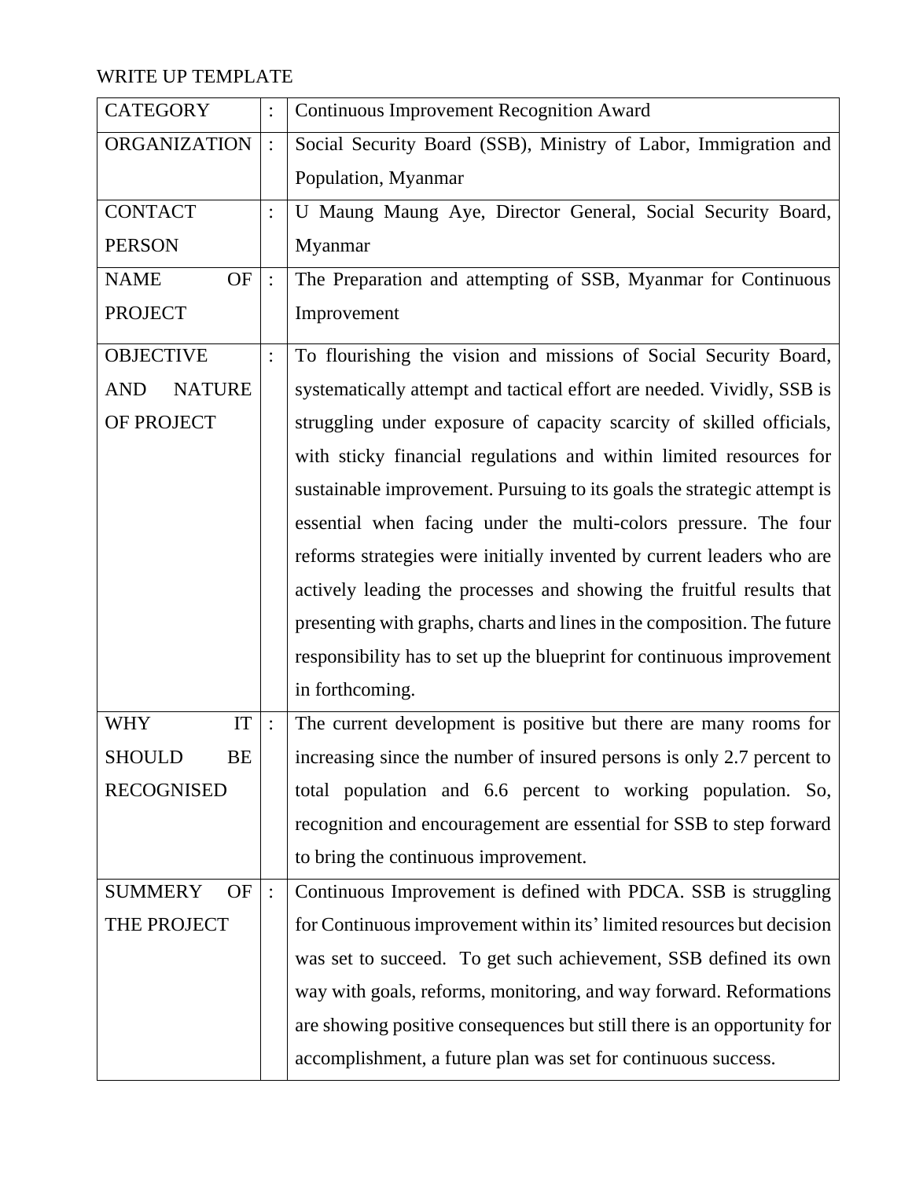WRITE UP TEMPLATE

| CATEGORY | : | Continuous Improvement Recognition Award |
|---|---|---|
| ORGANIZATION | : | Social Security Board (SSB), Ministry of Labor, Immigration and Population, Myanmar |
| CONTACT PERSON | : | U Maung Maung Aye, Director General, Social Security Board, Myanmar |
| NAME OF PROJECT | : | The Preparation and attempting of SSB, Myanmar for Continuous Improvement |
| OBJECTIVE AND NATURE OF PROJECT | : | To flourishing the vision and missions of Social Security Board, systematically attempt and tactical effort are needed. Vividly, SSB is struggling under exposure of capacity scarcity of skilled officials, with sticky financial regulations and within limited resources for sustainable improvement. Pursuing to its goals the strategic attempt is essential when facing under the multi-colors pressure. The four reforms strategies were initially invented by current leaders who are actively leading the processes and showing the fruitful results that presenting with graphs, charts and lines in the composition. The future responsibility has to set up the blueprint for continuous improvement in forthcoming. |
| WHY IT SHOULD BE RECOGNISED | : | The current development is positive but there are many rooms for increasing since the number of insured persons is only 2.7 percent to total population and 6.6 percent to working population. So, recognition and encouragement are essential for SSB to step forward to bring the continuous improvement. |
| SUMMERY OF THE PROJECT | : | Continuous Improvement is defined with PDCA. SSB is struggling for Continuous improvement within its' limited resources but decision was set to succeed. To get such achievement, SSB defined its own way with goals, reforms, monitoring, and way forward. Reformations are showing positive consequences but still there is an opportunity for accomplishment, a future plan was set for continuous success. |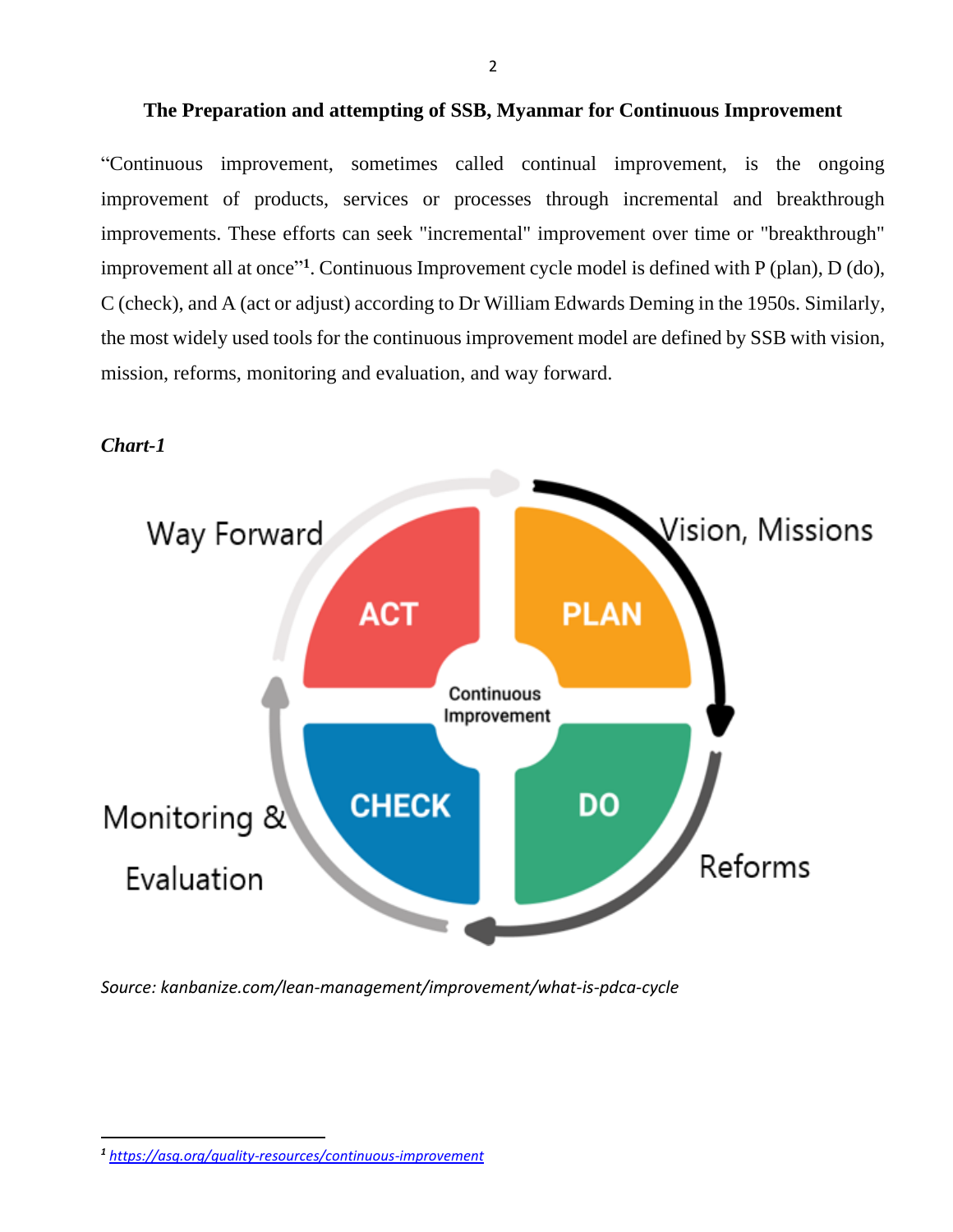## The Preparation and attempting of SSB, Myanmar for Continuous Improvement

"Continuous improvement, sometimes called continual improvement, is the ongoing improvement of products, services or processes through incremental and breakthrough improvements. These efforts can seek "incremental" improvement over time or "breakthrough" improvement all at once"[1]. Continuous Improvement cycle model is defined with P (plan), D (do), C (check), and A (act or adjust) according to Dr William Edwards Deming in the 1950s. Similarly, the most widely used tools for the continuous improvement model are defined by SSB with vision, mission, reforms, monitoring and evaluation, and way forward.

***Chart-1***

Way Forward

Vision, Missions

ACT

PLAN

Continuous Improvement

CHECK

DO

Monitoring & Evaluation

Reforms

*Source: kanbanize.com/lean-management/improvement/what-is-pdca-cycle*

[1] https://asq.org/quality-resources/continuous-improvement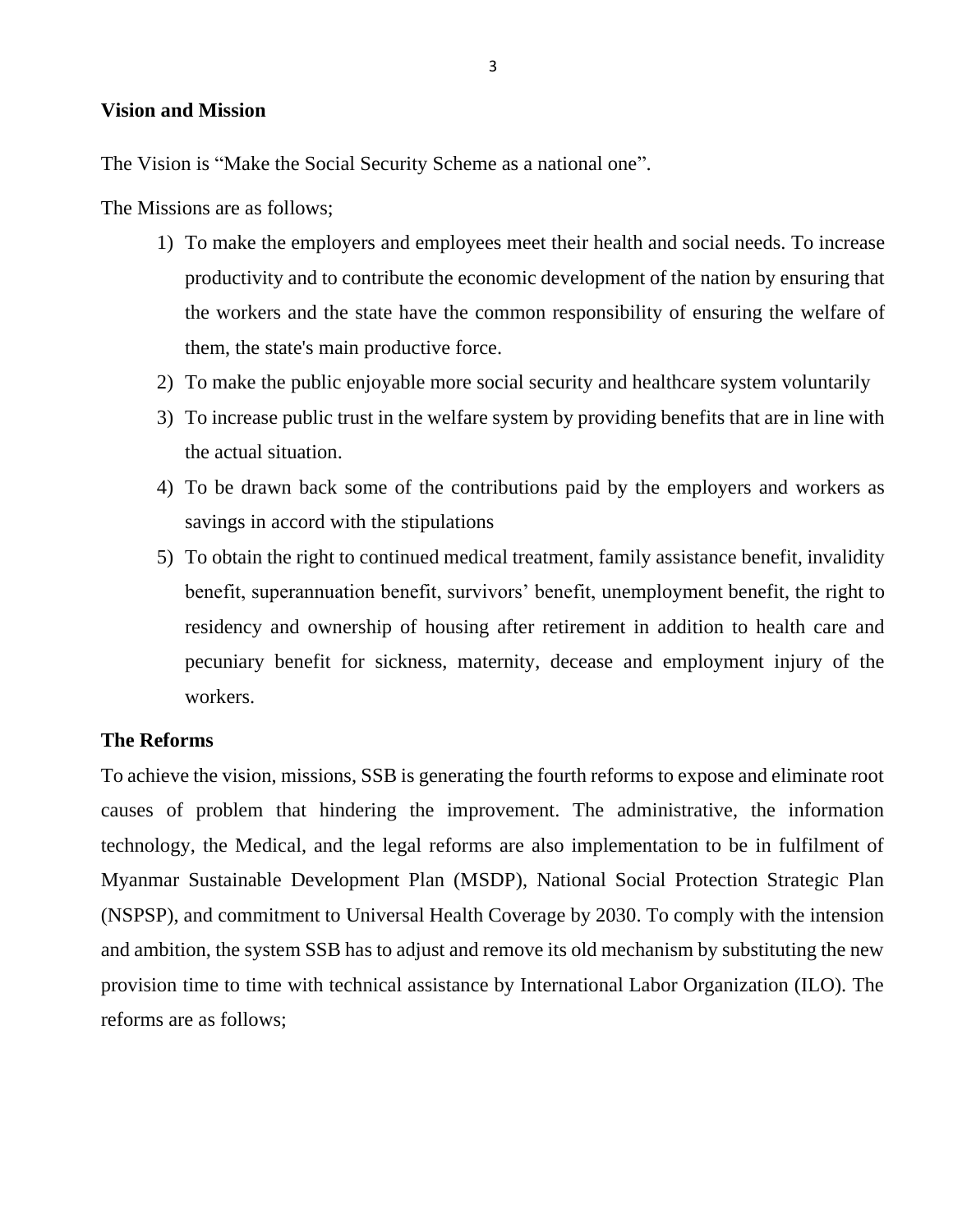**Vision and Mission**

The Vision is "Make the Social Security Scheme as a national one".

The Missions are as follows;

1) To make the employers and employees meet their health and social needs. To increase productivity and to contribute the economic development of the nation by ensuring that the workers and the state have the common responsibility of ensuring the welfare of them, the state's main productive force.
2) To make the public enjoyable more social security and healthcare system voluntarily
3) To increase public trust in the welfare system by providing benefits that are in line with the actual situation.
4) To be drawn back some of the contributions paid by the employers and workers as savings in accord with the stipulations
5) To obtain the right to continued medical treatment, family assistance benefit, invalidity benefit, superannuation benefit, survivors' benefit, unemployment benefit, the right to residency and ownership of housing after retirement in addition to health care and pecuniary benefit for sickness, maternity, decease and employment injury of the workers.

**The Reforms**

To achieve the vision, missions, SSB is generating the fourth reforms to expose and eliminate root causes of problem that hindering the improvement. The administrative, the information technology, the Medical, and the legal reforms are also implementation to be in fulfilment of Myanmar Sustainable Development Plan (MSDP), National Social Protection Strategic Plan (NSPSP), and commitment to Universal Health Coverage by 2030. To comply with the intension and ambition, the system SSB has to adjust and remove its old mechanism by substituting the new provision time to time with technical assistance by International Labor Organization (ILO). The reforms are as follows;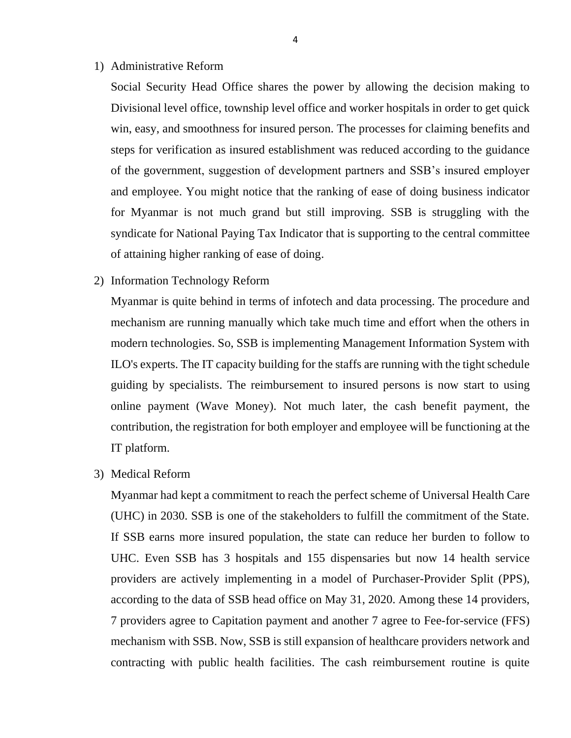1) Administrative Reform

   Social Security Head Office shares the power by allowing the decision making to Divisional level office, township level office and worker hospitals in order to get quick win, easy, and smoothness for insured person. The processes for claiming benefits and steps for verification as insured establishment was reduced according to the guidance of the government, suggestion of development partners and SSB's insured employer and employee. You might notice that the ranking of ease of doing business indicator for Myanmar is not much grand but still improving. SSB is struggling with the syndicate for National Paying Tax Indicator that is supporting to the central committee of attaining higher ranking of ease of doing.

2) Information Technology Reform

   Myanmar is quite behind in terms of infotech and data processing. The procedure and mechanism are running manually which take much time and effort when the others in modern technologies. So, SSB is implementing Management Information System with ILO's experts. The IT capacity building for the staffs are running with the tight schedule guiding by specialists. The reimbursement to insured persons is now start to using online payment (Wave Money). Not much later, the cash benefit payment, the contribution, the registration for both employer and employee will be functioning at the IT platform.

3) Medical Reform

   Myanmar had kept a commitment to reach the perfect scheme of Universal Health Care (UHC) in 2030. SSB is one of the stakeholders to fulfill the commitment of the State. If SSB earns more insured population, the state can reduce her burden to follow to UHC. Even SSB has 3 hospitals and 155 dispensaries but now 14 health service providers are actively implementing in a model of Purchaser-Provider Split (PPS), according to the data of SSB head office on May 31, 2020. Among these 14 providers, 7 providers agree to Capitation payment and another 7 agree to Fee-for-service (FFS) mechanism with SSB. Now, SSB is still expansion of healthcare providers network and contracting with public health facilities. The cash reimbursement routine is quite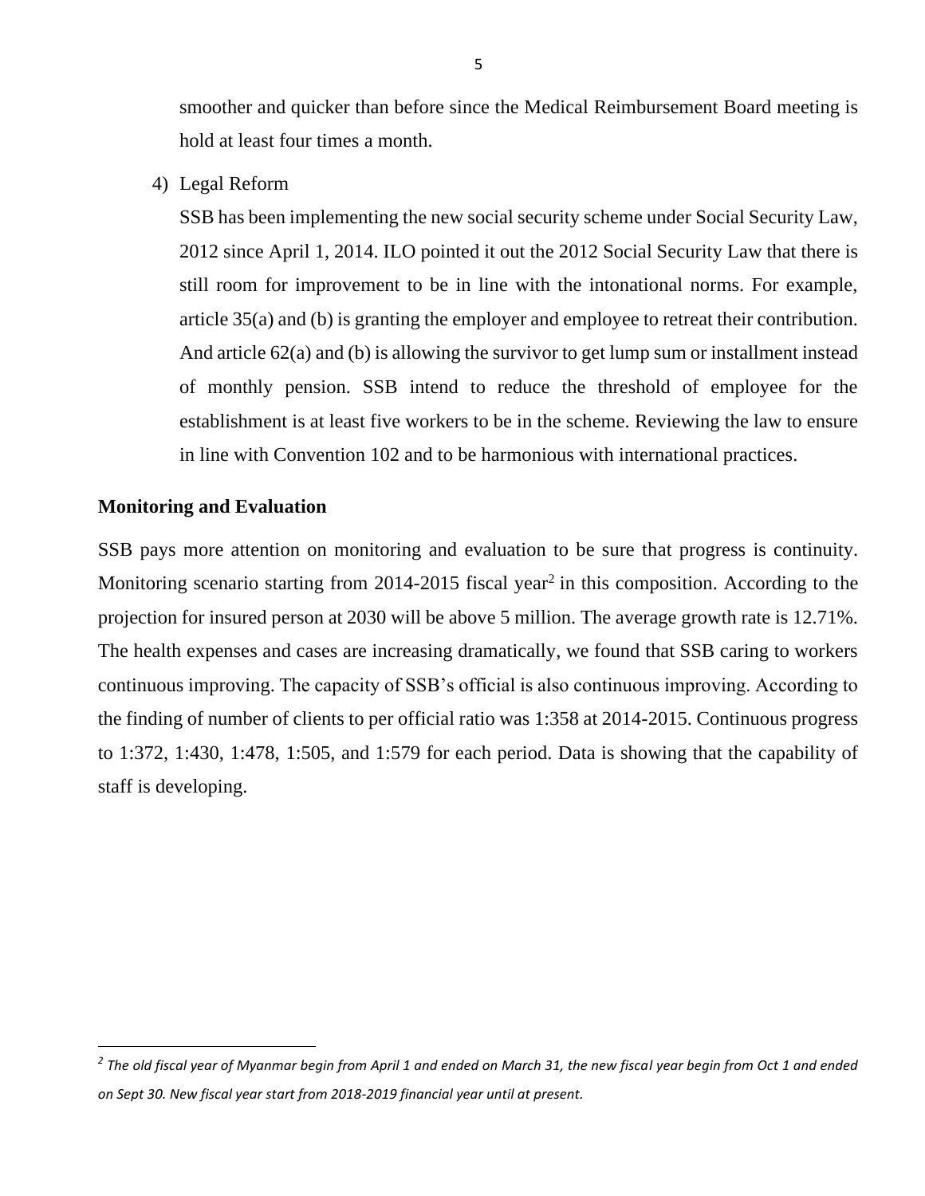smoother and quicker than before since the Medical Reimbursement Board meeting is hold at least four times a month.

4) Legal Reform

   SSB has been implementing the new social security scheme under Social Security Law, 2012 since April 1, 2014. ILO pointed it out the 2012 Social Security Law that there is still room for improvement to be in line with the intonational norms. For example, article 35(a) and (b) is granting the employer and employee to retreat their contribution. And article 62(a) and (b) is allowing the survivor to get lump sum or installment instead of monthly pension. SSB intend to reduce the threshold of employee for the establishment is at least five workers to be in the scheme. Reviewing the law to ensure in line with Convention 102 and to be harmonious with international practices.

**Monitoring and Evaluation**

SSB pays more attention on monitoring and evaluation to be sure that progress is continuity. Monitoring scenario starting from 2014-2015 fiscal year[2] in this composition. According to the projection for insured person at 2030 will be above 5 million. The average growth rate is 12.71%. The health expenses and cases are increasing dramatically, we found that SSB caring to workers continuous improving. The capacity of SSB's official is also continuous improving. According to the finding of number of clients to per official ratio was 1:358 at 2014-2015. Continuous progress to 1:372, 1:430, 1:478, 1:505, and 1:579 for each period. Data is showing that the capability of staff is developing.

---

[2] *The old fiscal year of Myanmar begin from April 1 and ended on March 31, the new fiscal year begin from Oct 1 and ended on Sept 30. New fiscal year start from 2018-2019 financial year until at present.*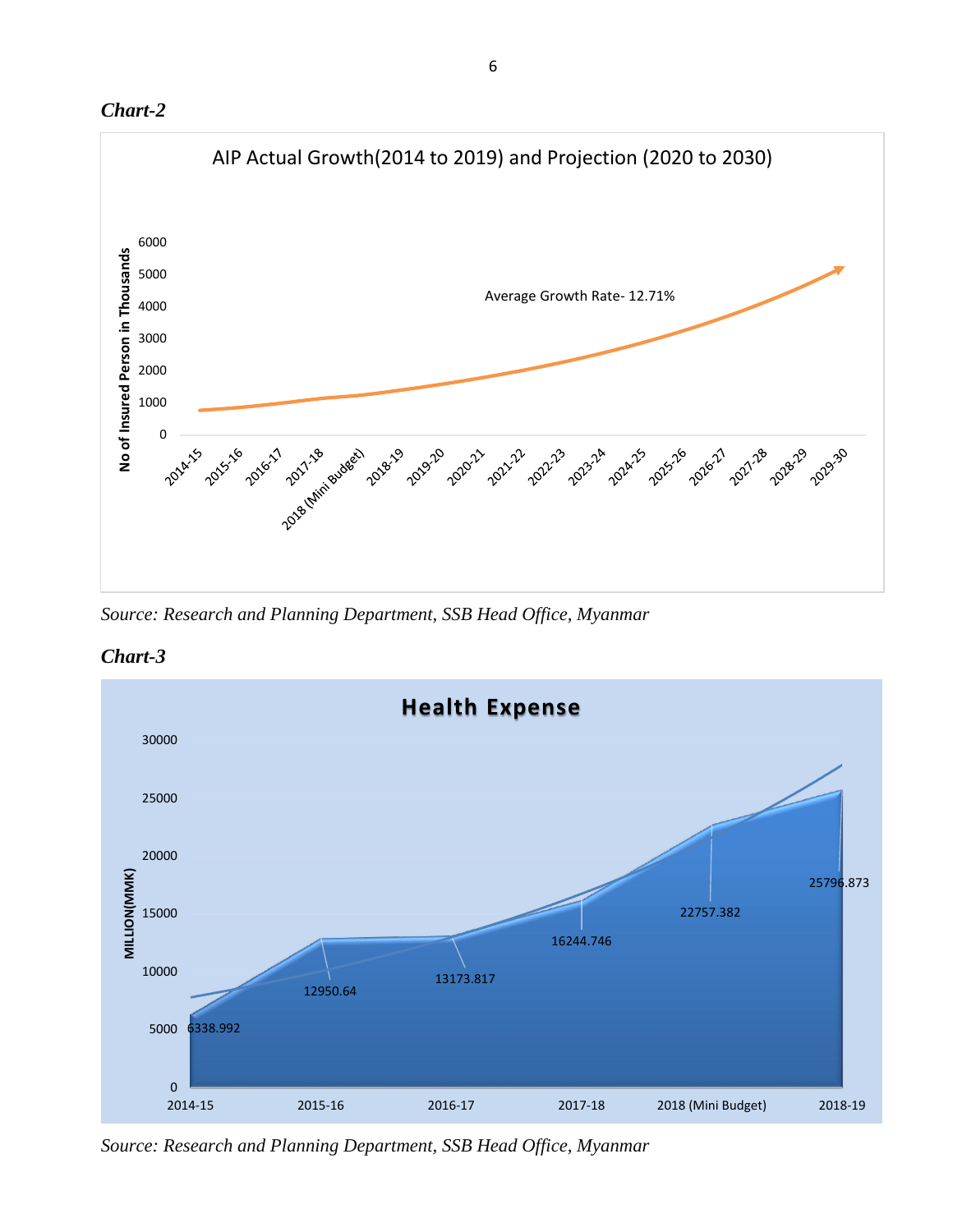***Chart-2***

AIP Actual Growth(2014 to 2019) and Projection (2020 to 2030)

No of Insured Person in Thousands

Average Growth Rate- 12.71%

2014-15, 2015-16, 2016-17, 2017-18, 2018 (Mini Budget), 2018-19, 2019-20, 2020-21, 2021-22, 2022-23, 2023-24, 2024-25, 2025-26, 2026-27, 2027-28, 2028-29, 2029-30

*Source: Research and Planning Department, SSB Head Office, Myanmar*

***Chart-3***

**Health Expense**

MILLION(MMK)

| Year | Health Expense (Million MMK) |
|---|---|
| 2014-15 | 6338.992 |
| 2015-16 | 12950.64 |
| 2016-17 | 13173.817 |
| 2017-18 | 16244.746 |
| 2018 (Mini Budget) | 22757.382 |
| 2018-19 | 25796.873 |

*Source: Research and Planning Department, SSB Head Office, Myanmar*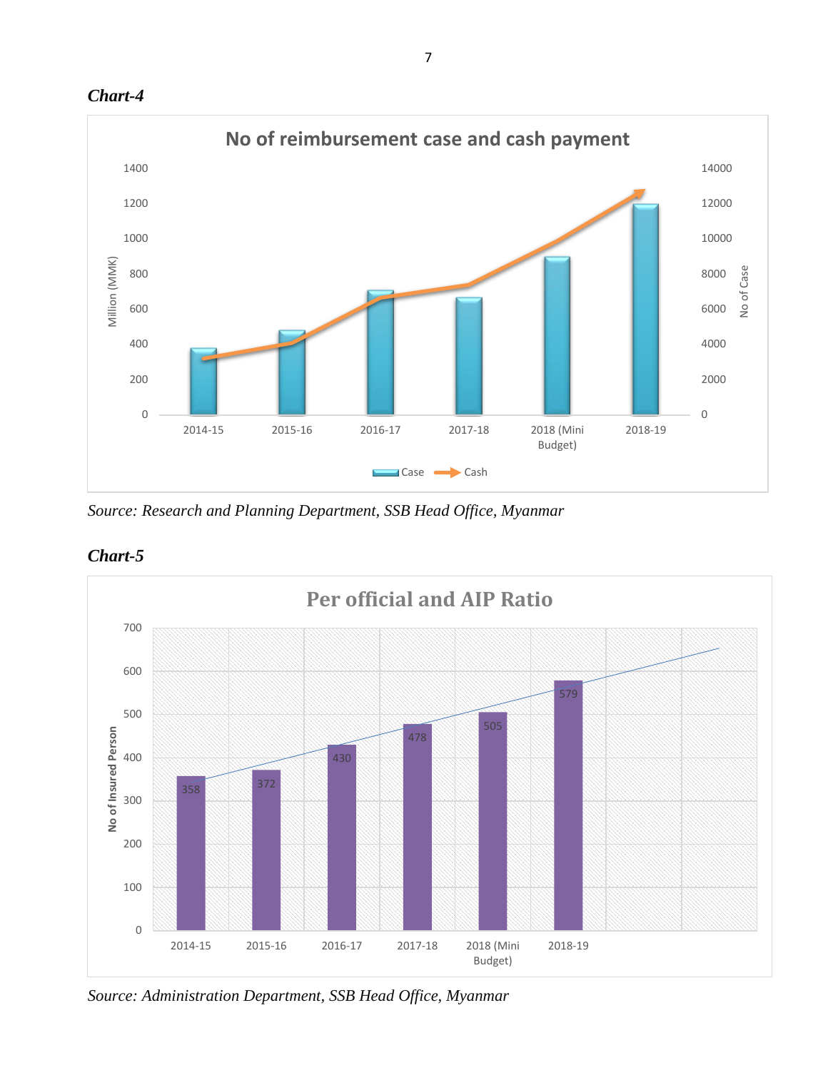***Chart-4***

**No of reimbursement case and cash payment**

Million (MMK) | No of Case

Categories: 2014-15, 2015-16, 2016-17, 2017-18, 2018 (Mini Budget), 2018-19

Legend: Case, Cash

*Source: Research and Planning Department, SSB Head Office, Myanmar*

***Chart-5***

**Per official and AIP Ratio**

No of Insured Person

| 2014-15 | 2015-16 | 2016-17 | 2017-18 | 2018 (Mini Budget) | 2018-19 |
|---|---|---|---|---|---|
| 358 | 372 | 430 | 478 | 505 | 579 |

*Source: Administration Department, SSB Head Office, Myanmar*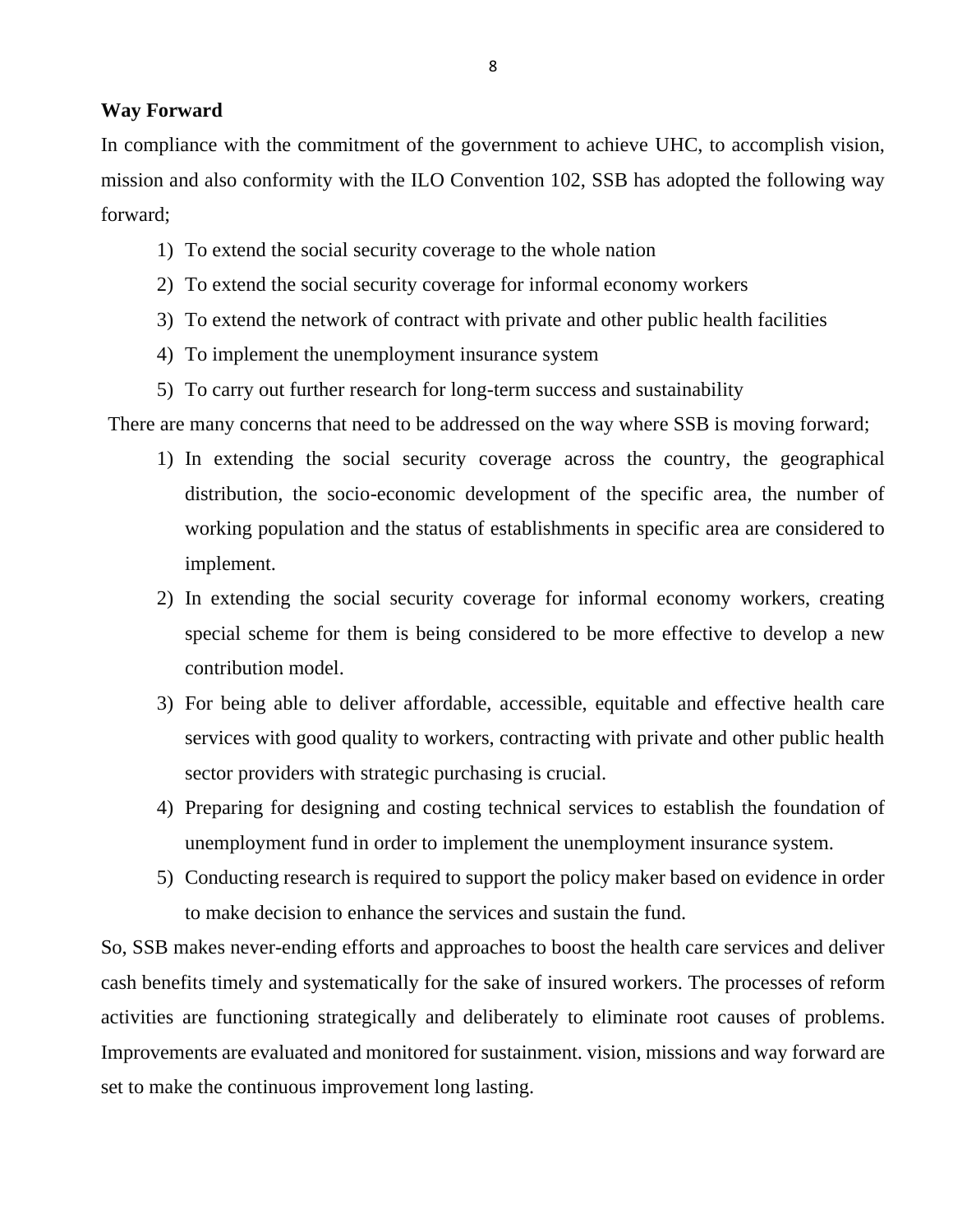**Way Forward**

In compliance with the commitment of the government to achieve UHC, to accomplish vision, mission and also conformity with the ILO Convention 102, SSB has adopted the following way forward;

1) To extend the social security coverage to the whole nation
2) To extend the social security coverage for informal economy workers
3) To extend the network of contract with private and other public health facilities
4) To implement the unemployment insurance system
5) To carry out further research for long-term success and sustainability

There are many concerns that need to be addressed on the way where SSB is moving forward;

1) In extending the social security coverage across the country, the geographical distribution, the socio-economic development of the specific area, the number of working population and the status of establishments in specific area are considered to implement.
2) In extending the social security coverage for informal economy workers, creating special scheme for them is being considered to be more effective to develop a new contribution model.
3) For being able to deliver affordable, accessible, equitable and effective health care services with good quality to workers, contracting with private and other public health sector providers with strategic purchasing is crucial.
4) Preparing for designing and costing technical services to establish the foundation of unemployment fund in order to implement the unemployment insurance system.
5) Conducting research is required to support the policy maker based on evidence in order to make decision to enhance the services and sustain the fund.

So, SSB makes never-ending efforts and approaches to boost the health care services and deliver cash benefits timely and systematically for the sake of insured workers. The processes of reform activities are functioning strategically and deliberately to eliminate root causes of problems. Improvements are evaluated and monitored for sustainment. vision, missions and way forward are set to make the continuous improvement long lasting.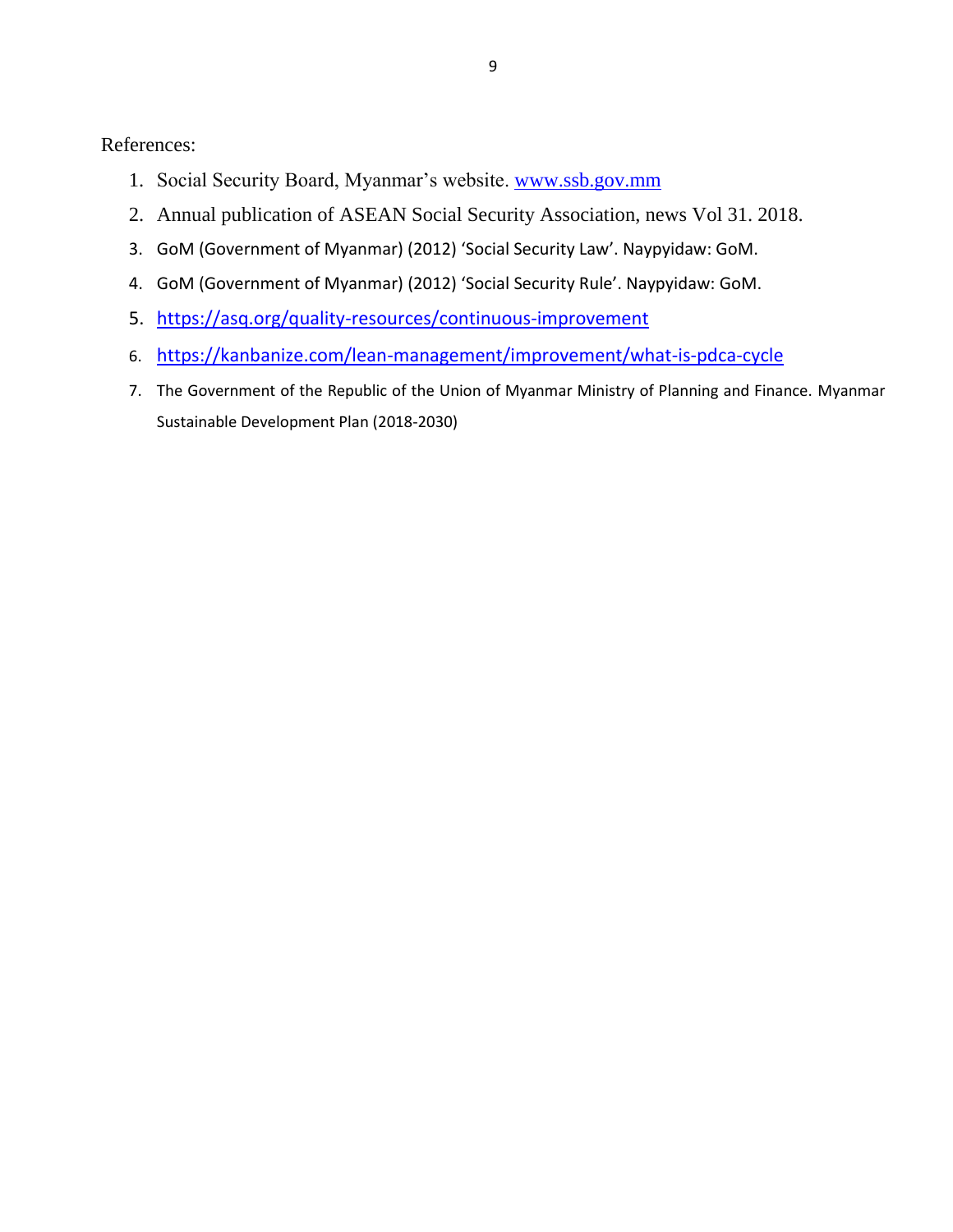References:

1. Social Security Board, Myanmar's website. www.ssb.gov.mm
2. Annual publication of ASEAN Social Security Association, news Vol 31. 2018.
3. GoM (Government of Myanmar) (2012) 'Social Security Law'. Naypyidaw: GoM.
4. GoM (Government of Myanmar) (2012) 'Social Security Rule'. Naypyidaw: GoM.
5. https://asq.org/quality-resources/continuous-improvement
6. https://kanbanize.com/lean-management/improvement/what-is-pdca-cycle
7. The Government of the Republic of the Union of Myanmar Ministry of Planning and Finance. Myanmar Sustainable Development Plan (2018-2030)